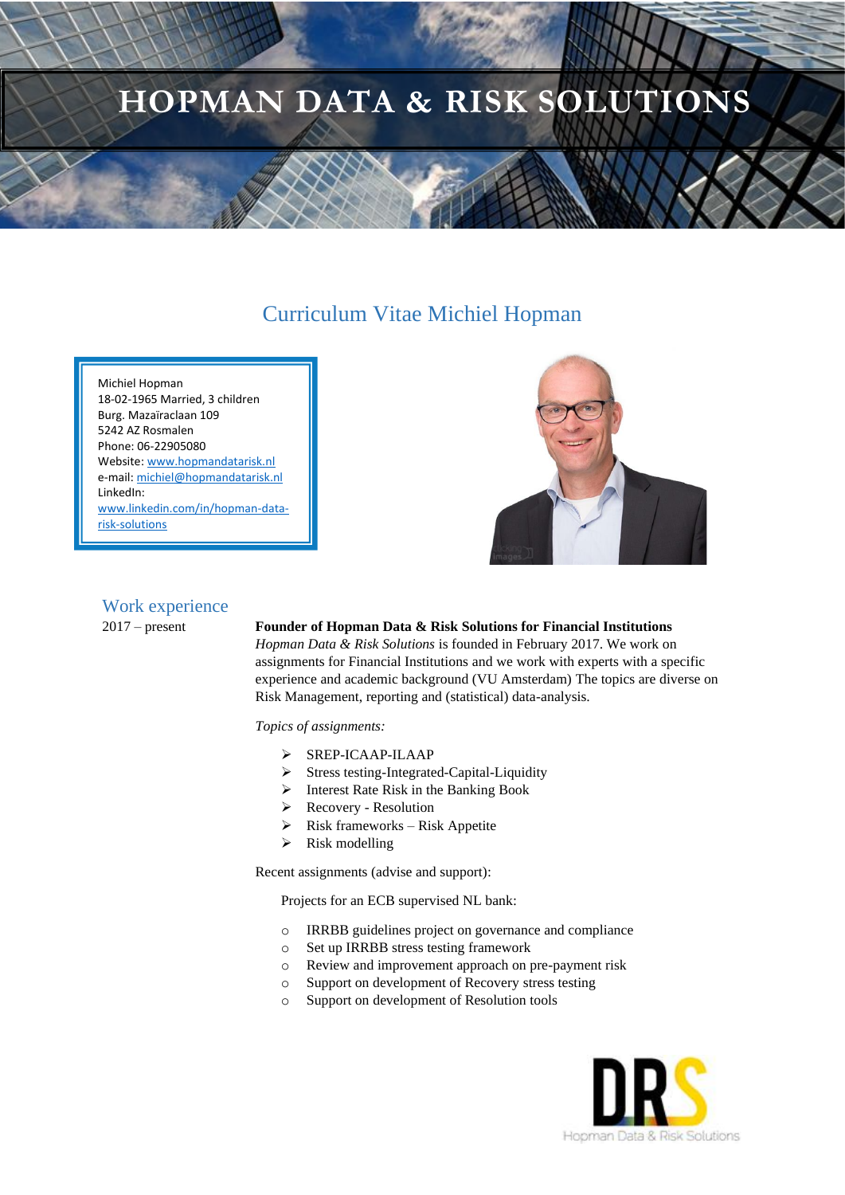# HOPMAN DATA & RISK SOLUTIONS

## Curriculum Vitae Michiel Hopman

Michiel Hopman
18-02-1965 Married, 3 children
Burg. Mazaïraclaan 109
5242 AZ Rosmalen
Phone: 06-22905080
Website: www.hopmandatarisk.nl
e-mail: michiel@hopmandatarisk.nl
LinkedIn:
www.linkedin.com/in/hopman-data-risk-solutions

### Work experience

2017 – present

**Founder of Hopman Data & Risk Solutions for Financial Institutions**

*Hopman Data & Risk Solutions* is founded in February 2017. We work on assignments for Financial Institutions and we work with experts with a specific experience and academic background (VU Amsterdam) The topics are diverse on Risk Management, reporting and (statistical) data-analysis.

*Topics of assignments:*

- SREP-ICAAP-ILAAP
- Stress testing-Integrated-Capital-Liquidity
- Interest Rate Risk in the Banking Book
- Recovery - Resolution
- Risk frameworks – Risk Appetite
- Risk modelling

Recent assignments (advise and support):

Projects for an ECB supervised NL bank:

- IRRBB guidelines project on governance and compliance
- Set up IRRBB stress testing framework
- Review and improvement approach on pre-payment risk
- Support on development of Recovery stress testing
- Support on development of Resolution tools

DRS
Hopman Data & Risk Solutions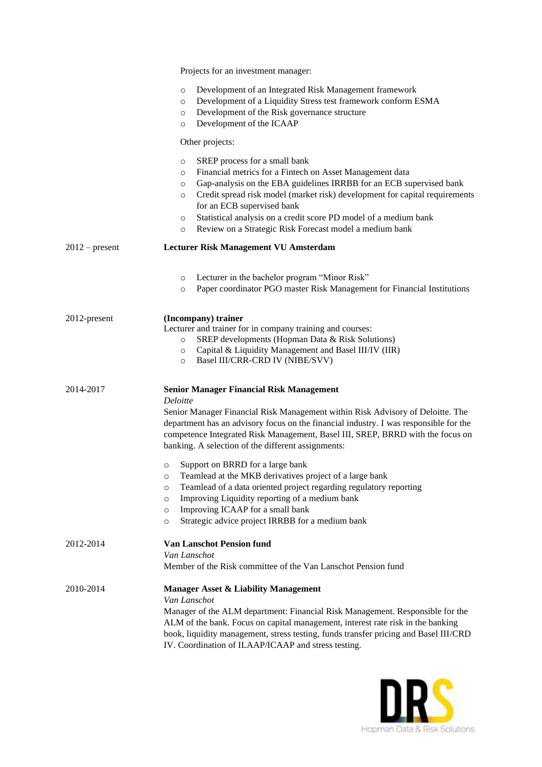Projects for an investment manager:

- Development of an Integrated Risk Management framework
- Development of a Liquidity Stress test framework conform ESMA
- Development of the Risk governance structure
- Development of the ICAAP

Other projects:

- SREP process for a small bank
- Financial metrics for a Fintech on Asset Management data
- Gap-analysis on the EBA guidelines IRRBB for an ECB supervised bank
- Credit spread risk model (market risk) development for capital requirements for an ECB supervised bank
- Statistical analysis on a credit score PD model of a medium bank
- Review on a Strategic Risk Forecast model a medium bank

2012 – present

**Lecturer Risk Management VU Amsterdam**

- Lecturer in the bachelor program "Minor Risk"
- Paper coordinator PGO master Risk Management for Financial Institutions

2012-present

**(Incompany) trainer**

Lecturer and trainer for in company training and courses:

- SREP developments (Hopman Data & Risk Solutions)
- Capital & Liquidity Management and Basel III/IV (IIR)
- Basel III/CRR-CRD IV (NIBE/SVV)

2014-2017

**Senior Manager Financial Risk Management**

*Deloitte*

Senior Manager Financial Risk Management within Risk Advisory of Deloitte. The department has an advisory focus on the financial industry. I was responsible for the competence Integrated Risk Management, Basel III, SREP, BRRD with the focus on banking. A selection of the different assignments:

- Support on BRRD for a large bank
- Teamlead at the MKB derivatives project of a large bank
- Teamlead of a data oriented project regarding regulatory reporting
- Improving Liquidity reporting of a medium bank
- Improving ICAAP for a small bank
- Strategic advice project IRRBB for a medium bank

2012-2014

**Van Lanschot Pension fund**

*Van Lanschot*

Member of the Risk committee of the Van Lanschot Pension fund

2010-2014

**Manager Asset & Liability Management**

*Van Lanschot*

Manager of the ALM department: Financial Risk Management. Responsible for the ALM of the bank. Focus on capital management, interest rate risk in the banking book, liquidity management, stress testing, funds transfer pricing and Basel III/CRD IV. Coordination of ILAAP/ICAAP and stress testing.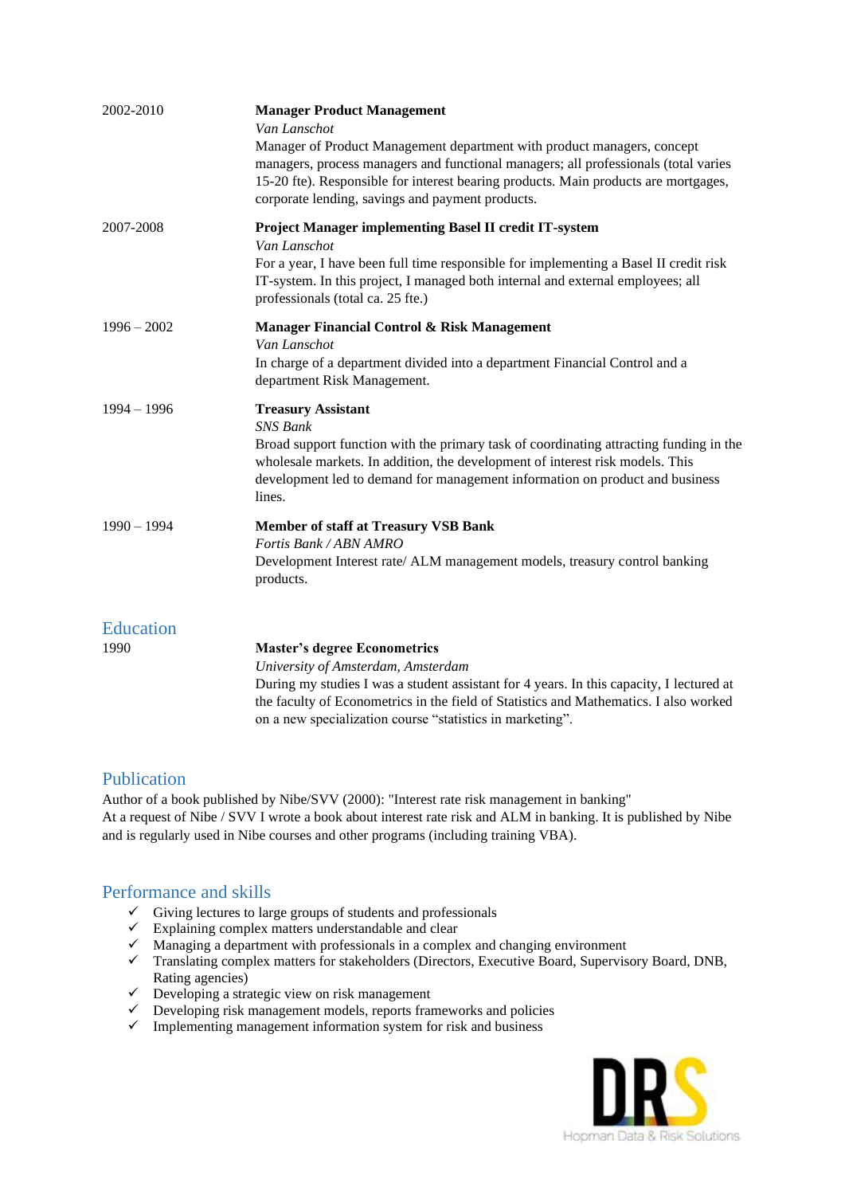2002-2010 — **Manager Product Management**
*Van Lanschot*
Manager of Product Management department with product managers, concept managers, process managers and functional managers; all professionals (total varies 15-20 fte). Responsible for interest bearing products. Main products are mortgages, corporate lending, savings and payment products.

2007-2008 — **Project Manager implementing Basel II credit IT-system**
*Van Lanschot*
For a year, I have been full time responsible for implementing a Basel II credit risk IT-system. In this project, I managed both internal and external employees; all professionals (total ca. 25 fte.)

1996 – 2002 — **Manager Financial Control & Risk Management**
*Van Lanschot*
In charge of a department divided into a department Financial Control and a department Risk Management.

1994 – 1996 — **Treasury Assistant**
*SNS Bank*
Broad support function with the primary task of coordinating attracting funding in the wholesale markets. In addition, the development of interest risk models. This development led to demand for management information on product and business lines.

1990 – 1994 — **Member of staff at Treasury VSB Bank**
*Fortis Bank / ABN AMRO*
Development Interest rate/ ALM management models, treasury control banking products.

## Education

1990 — **Master's degree Econometrics**
*University of Amsterdam, Amsterdam*
During my studies I was a student assistant for 4 years. In this capacity, I lectured at the faculty of Econometrics in the field of Statistics and Mathematics. I also worked on a new specialization course "statistics in marketing".

## Publication

Author of a book published by Nibe/SVV (2000): "Interest rate risk management in banking"
At a request of Nibe / SVV I wrote a book about interest rate risk and ALM in banking. It is published by Nibe and is regularly used in Nibe courses and other programs (including training VBA).

## Performance and skills

- ✓ Giving lectures to large groups of students and professionals
- ✓ Explaining complex matters understandable and clear
- ✓ Managing a department with professionals in a complex and changing environment
- ✓ Translating complex matters for stakeholders (Directors, Executive Board, Supervisory Board, DNB, Rating agencies)
- ✓ Developing a strategic view on risk management
- ✓ Developing risk management models, reports frameworks and policies
- ✓ Implementing management information system for risk and business

DRS
Hopman Data & Risk Solutions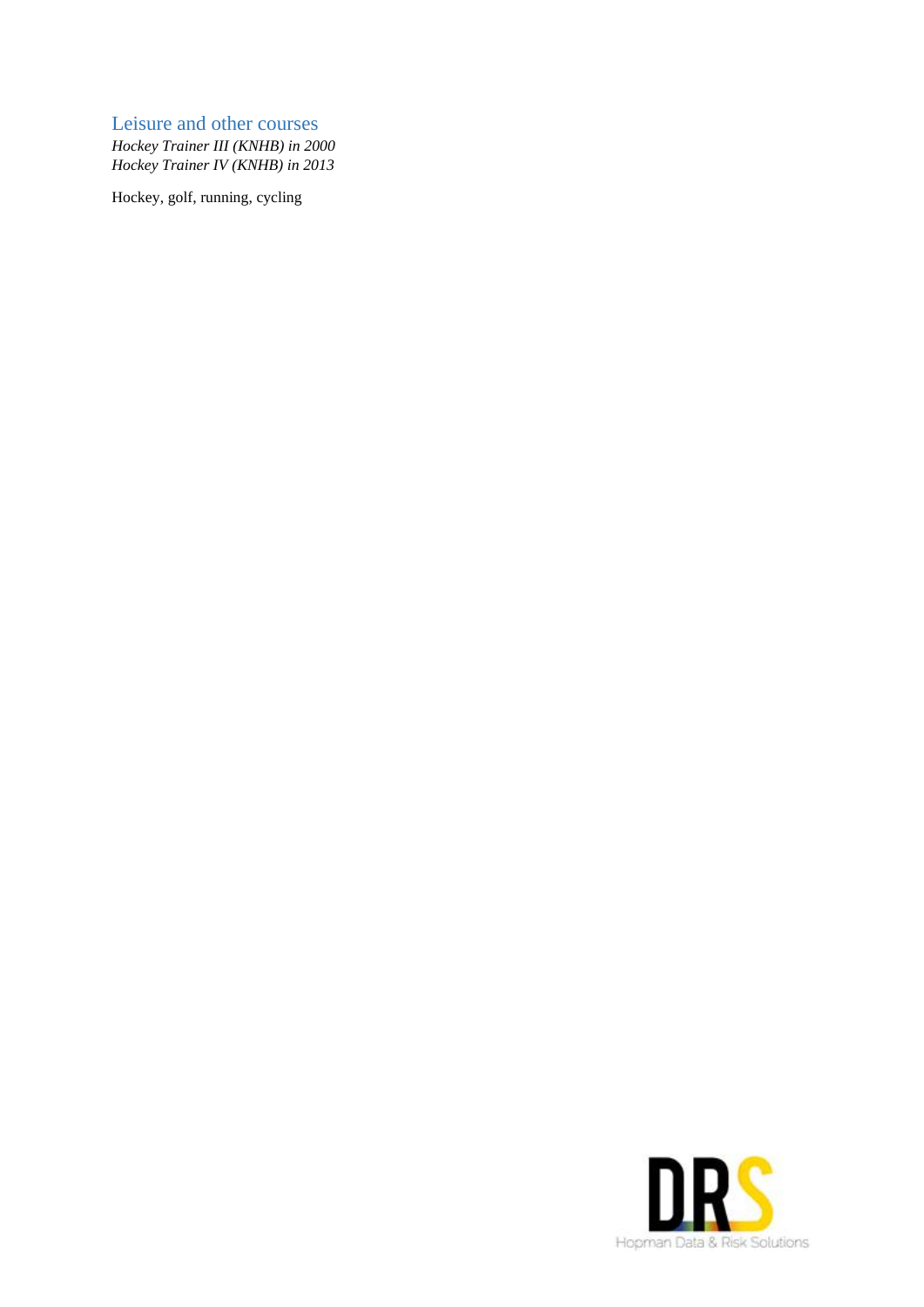## Leisure and other courses

*Hockey Trainer III (KNHB) in 2000*
*Hockey Trainer IV (KNHB) in 2013*

Hockey, golf, running, cycling